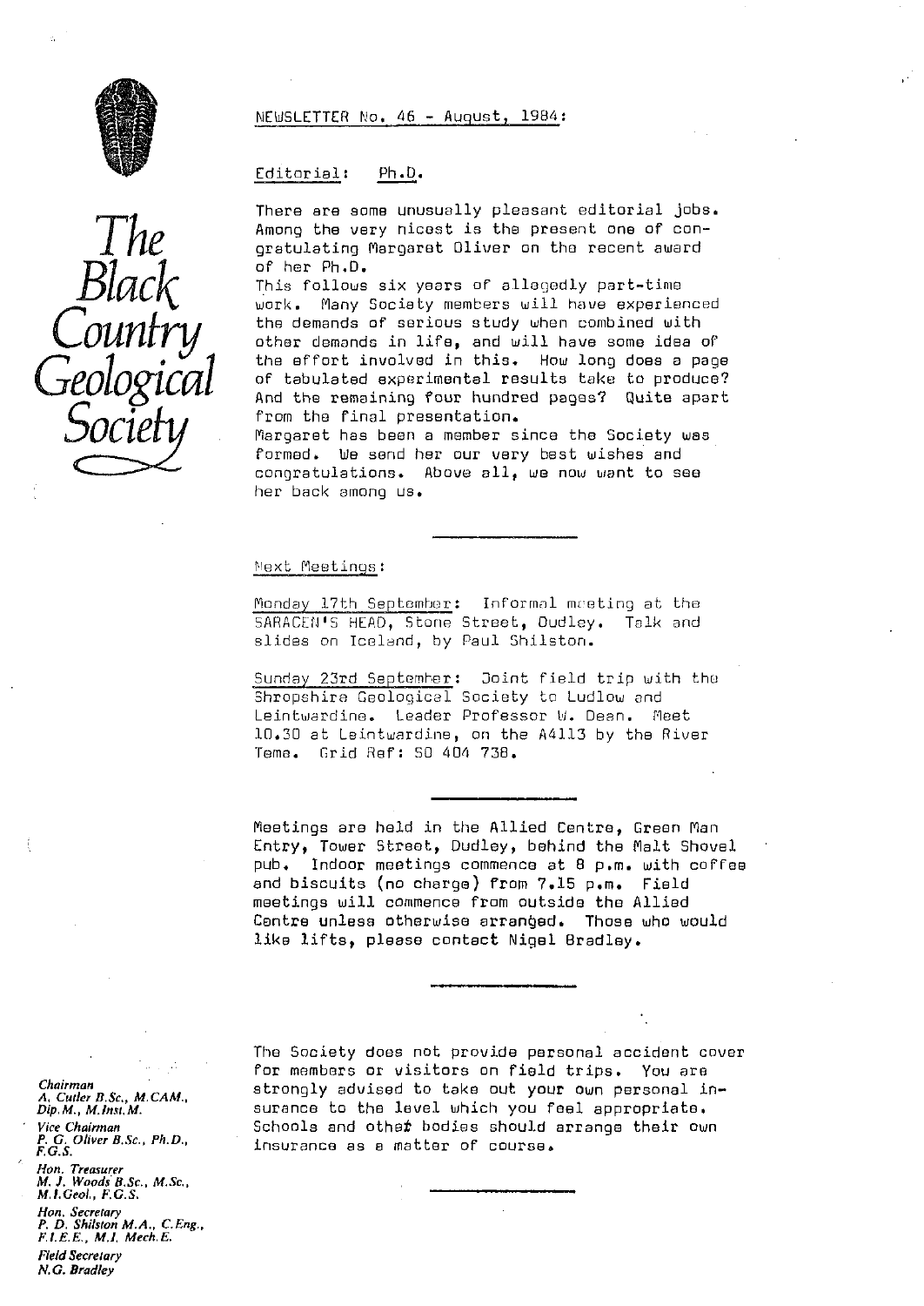# The Black Country Geological Society

NEWSLETTER No. 46 - August, 1984:

## Editorial: Ph.D.

There are some unusually pleasant editorial jobs. Among the very nicest is the present one of congratulating Margaret Oliver on the recent award of her Ph.D.

This follows six years of allegedly part-time work. Many Society members will have experienced the demands of serious study when combined with other demands in life, and will have some idea of the effort involved in this. How long does a page of tabulated experimental results take to produce? And the remaining four hundred pages? Quite apart from the final presentation.

Margaret has been a member since the Society was formed. We send her our very best wishes and congratulations. Above all, we now want to see her back among us.

---

## Next Meetings:

Monday 17th September: Informal meeting at the SARACEN'S HEAD, Stone Street, Dudley. Talk and slides on Iceland, by Paul Shilston.

Sunday 23rd September: Joint field trip with the Shropshire Geological Society to Ludlow and Leintwardine. Leader Professor W. Dean. Meet 10.30 at Leintwardine, on the A4113 by the River Teme. Grid Ref: SO 404 738.

---

Meetings are held in the Allied Centre, Green Man Entry, Tower Street, Dudley, behind the Malt Shovel pub. Indoor meetings commence at 8 p.m. with coffee and biscuits (no charge) from 7.15 p.m. Field meetings will commence from outside the Allied Centre unless otherwise arranged. Those who would like lifts, please contact Nigel Bradley.

---

The Society does not provide personal accident cover for members or visitors on field trips. You are strongly advised to take out your own personal insurance to the level which you feel appropriate. Schools and other bodies should arrange their own insurance as a matter of course.

---

*Chairman*
A. Cutler B.Sc., M.CAM., Dip.M., M.Inst.M.

*Vice Chairman*
P. G. Oliver B.Sc., Ph.D., F.G.S.

*Hon. Treasurer*
M. J. Woods B.Sc., M.Sc., M.I.Geol., F.G.S.

*Hon. Secretary*
P. D. Shilston M.A., C.Eng., F.I.E.E., M.I. Mech.E.

*Field Secretary*
N.G. Bradley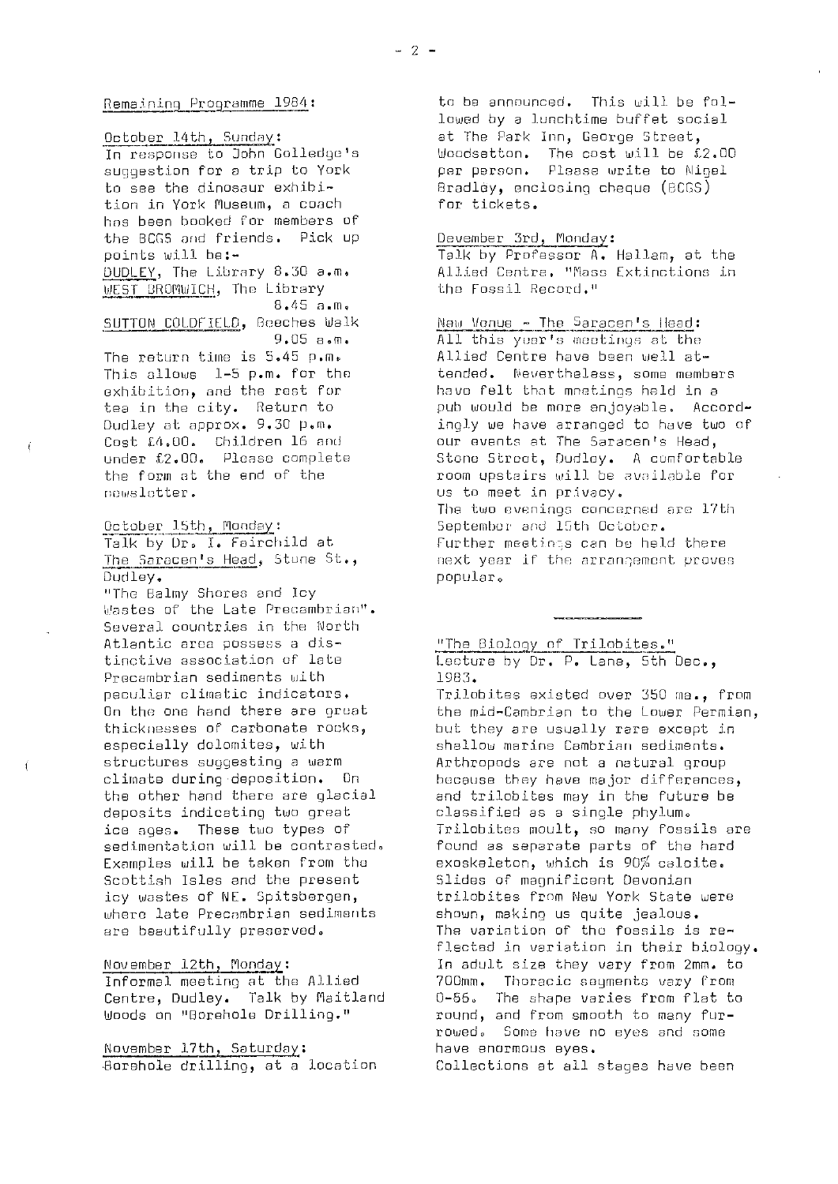## Remaining Programme 1984:

**October 14th, Sunday:**
In response to John Golledge's suggestion for a trip to York to see the dinosaur exhibition in York Museum, a coach has been booked for members of the BCGS and friends. Pick up points will be:-
DUDLEY, The Library 8.30 a.m.
WEST BROMWICH, The Library 8.45 a.m.
SUTTON COLDFIELD, Beeches Walk 9.05 a.m.
The return time is 5.45 p.m. This allows 1-5 p.m. for the exhibition, and the rest for tea in the city. Return to Dudley at approx. 9.30 p.m. Cost £4.00. Children 16 and under £2.00. Please complete the form at the end of the newsletter.

**October 15th, Monday:**
Talk by Dr. I. Fairchild at The Saracen's Head, Stone St., Dudley.
"The Balmy Shores and Icy Wastes of the Late Precambrian". Several countries in the North Atlantic area possess a distinctive association of late Precambrian sediments with peculiar climatic indicators. On the one hand there are great thicknesses of carbonate rocks, especially dolomites, with structures suggesting a warm climate during deposition. On the other hand there are glacial deposits indicating two great ice ages. These two types of sedimentation will be contrasted. Examples will be taken from the Scottish Isles and the present icy wastes of NE. Spitsbergen, where late Precambrian sediments are beautifully preserved.

**November 12th, Monday:**
Informal meeting at the Allied Centre, Dudley. Talk by Maitland Woods on "Borehole Drilling."

**November 17th, Saturday:**
Borehole drilling, at a location to be announced. This will be followed by a lunchtime buffet social at The Park Inn, George Street, Woodsetton. The cost will be £2.00 per person. Please write to Nigel Bradley, enclosing cheque (BCGS) for tickets.

**Devember 3rd, Monday:**
Talk by Professor A. Hallam, at the Allied Centre. "Mass Extinctions in the Fossil Record."

**New Venue - The Saracen's Head:**
All this year's meetings at the Allied Centre have been well attended. Nevertheless, some members have felt that meetings held in a pub would be more enjoyable. Accordingly we have arranged to have two of our events at The Saracen's Head, Stone Street, Dudley. A comfortable room upstairs will be available for us to meet in privacy.
The two evenings concerned are 17th September and 15th October. Further meetings can be held there next year if the arrangement proves popular.

---

## "The Biology of Trilobites."
Lecture by Dr. P. Lane, 5th Dec., 1983.

Trilobites existed over 350 ma., from the mid-Cambrian to the Lower Permian, but they are usually rare except in shallow marine Cambrian sediments. Arthropods are not a natural group because they have major differences, and trilobites may in the future be classified as a single phylum. Trilobites moult, so many fossils are found as separate parts of the hard exoskeleton, which is 90% calcite. Slides of magnificent Devonian trilobites from New York State were shown, making us quite jealous. The variation of the fossils is reflected in variation in their biology. In adult size they vary from 2mm. to 700mm. Thoracic segments vary from 0-56. The shape varies from flat to round, and from smooth to many furrowed. Some have no eyes and some have enormous eyes.
Collections at all stages have been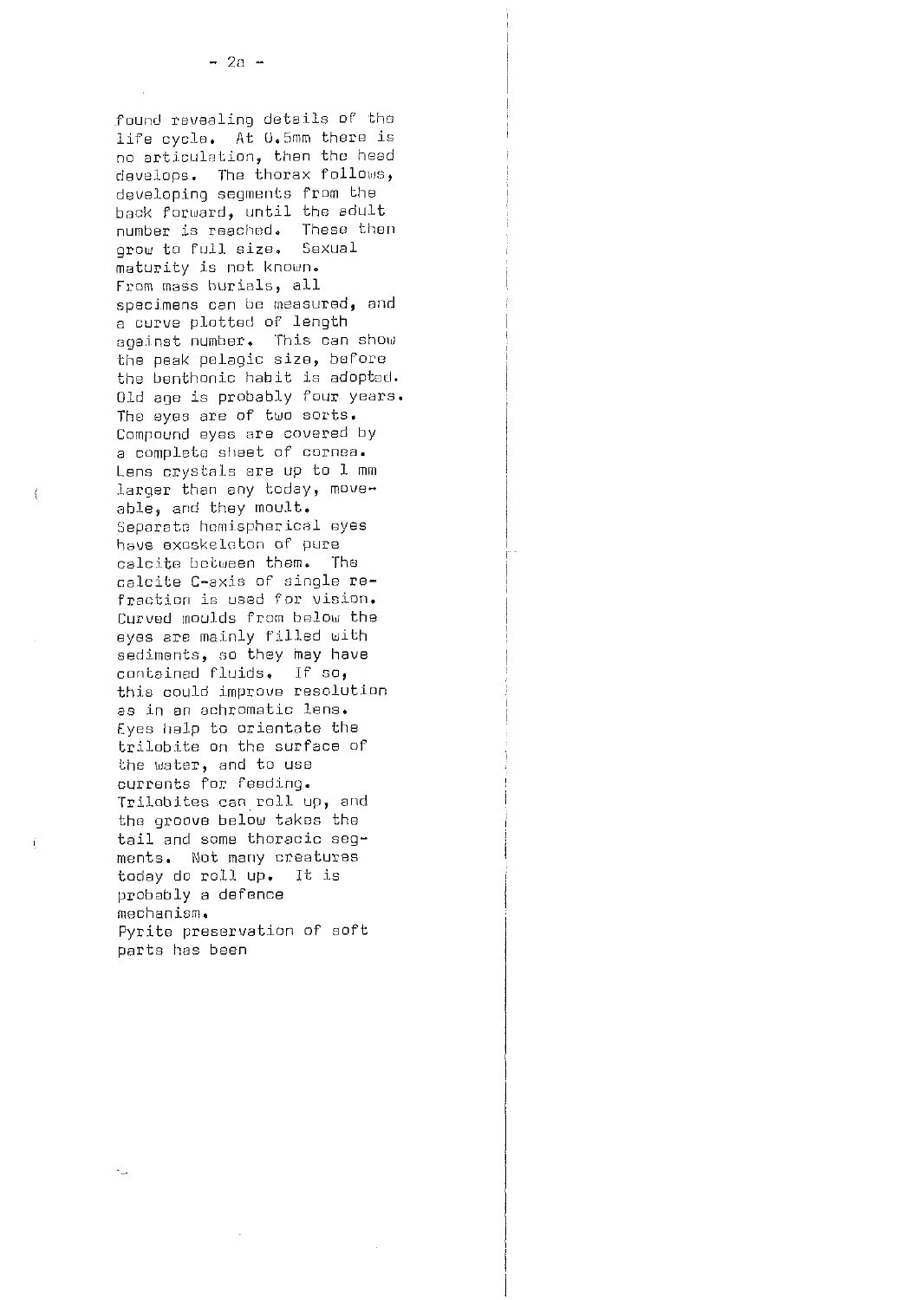found revealing details of the life cycle. At 0.5mm there is no articulation, then the head develops. The thorax follows, developing segments from the back forward, until the adult number is reached. These then grow to full size. Sexual maturity is not known.
From mass burials, all specimens can be measured, and a curve plotted of length against number. This can show the peak pelagic size, before the benthonic habit is adopted. Old age is probably four years.
The eyes are of two sorts. Compound eyes are covered by a complete sheet of cornea. Lens crystals are up to 1 mm larger than any today, moveable, and they moult.
Separate hemispherical eyes have exoskeleton of pure calcite between them. The calcite C-axis of single refraction is used for vision. Curved moulds from below the eyes are mainly filled with sediments, so they may have contained fluids. If so, this could improve resolution as in an achromatic lens.
Eyes help to orientate the trilobite on the surface of the water, and to use currents for feeding.
Trilobites can roll up, and the groove below takes the tail and some thoracic segments. Not many creatures today do roll up. It is probably a defence mechanism.
Pyrite preservation of soft parts has been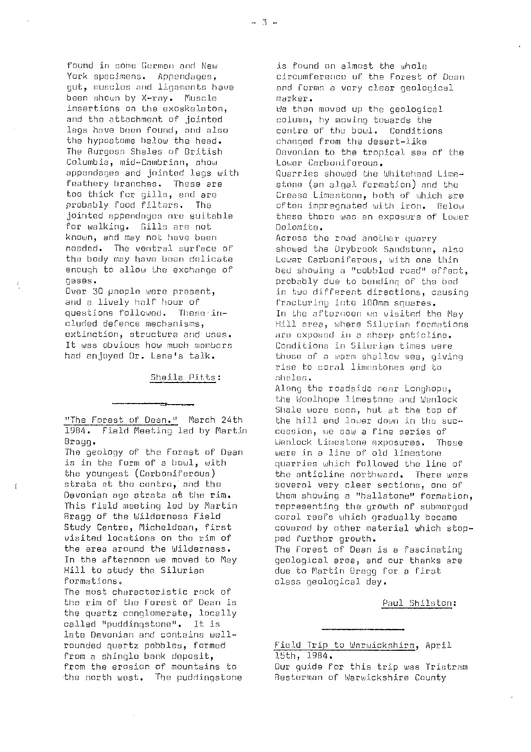found in some German and New York specimens. Appendages, gut, muscles and ligaments have been shown by X-ray. Muscle insertions on the exoskeleton, and the attachment of jointed legs have been found, and also the hypostome below the head. The Burgess Shales of British Columbia, mid-Cambrian, show appendages and jointed legs with feathery branches. These are too thick for gills, and are probably food filters. The jointed appendages are suitable for walking. Gills are not known, and may not have been needed. The ventral surface of the body may have been delicate enough to allow the exchange of gases.

Over 30 people were present, and a lively half hour of questions followed. These included defence mechanisms, extinction, structure and uses. It was obvious how much members had enjoyed Dr. Lane's talk.

Sheila Pitts:

---

"The Forest of Dean." March 24th 1984. Field Meeting led by Martin Bragg.

The geology of the Forest of Dean is in the form of a bowl, with the youngest (Carboniferous) strata at the centre, and the Devonian age strata at the rim. This field meeting led by Martin Bragg of the Wilderness Field Study Centre, Micheldean, first visited locations on the rim of the area around the Wilderness. In the afternoon we moved to May Hill to study the Silurian formations.

The most characteristic rock of the rim of the Forest of Dean is the quartz conglomerate, locally called "puddingstone". It is late Devonian and contains well-rounded quartz pebbles, formed from a shingle bank deposit, from the erosion of mountains to the north west. The puddingstone is found on almost the whole circumference of the Forest of Dean and forms a very clear geological marker.

We then moved up the geological column, by moving towards the centre of the bowl. Conditions changed from the desert-like Devonian to the tropical sea of the Lower Carboniferous.

Quarries showed the Whitehead Limestone (an algal formation) and the Crease Limestone, both of which are often impregnated with iron. Below these there was an exposure of Lower Dolomite.

Across the road another quarry showed the Drybrook Sandstone, also Lower Carboniferous, with one thin bed showing a "cobbled road" effect, probably due to bending of the bed in two different directions, causing fracturing into 100mm squares.

In the afternoon we visited the May Hill area, where Silurian formations are exposed in a sharp anticline. Conditions in Silurian times were those of a warm shallow sea, giving rise to coral limestones and to shales.

Along the roadside near Longhope, the Woolhope limestone and Wenlock Shale were seen, but at the top of the hill and lower down in the succession, we saw a fine series of Wenlock Limestone exposures. These were in a line of old limestone quarries which followed the line of the anticline northward. There were several very clear sections, one of them showing a "ballstone" formation, representing the growth of submerged coral reefs which gradually became covered by other material which stopped further growth.

The Forest of Dean is a fascinating geological area, and our thanks are due to Martin Bragg for a first class geological day.

Paul Shilston:

---

Field Trip to Warwickshire, April 15th, 1984.

Our guide for this trip was Tristram Besterman of Warwickshire County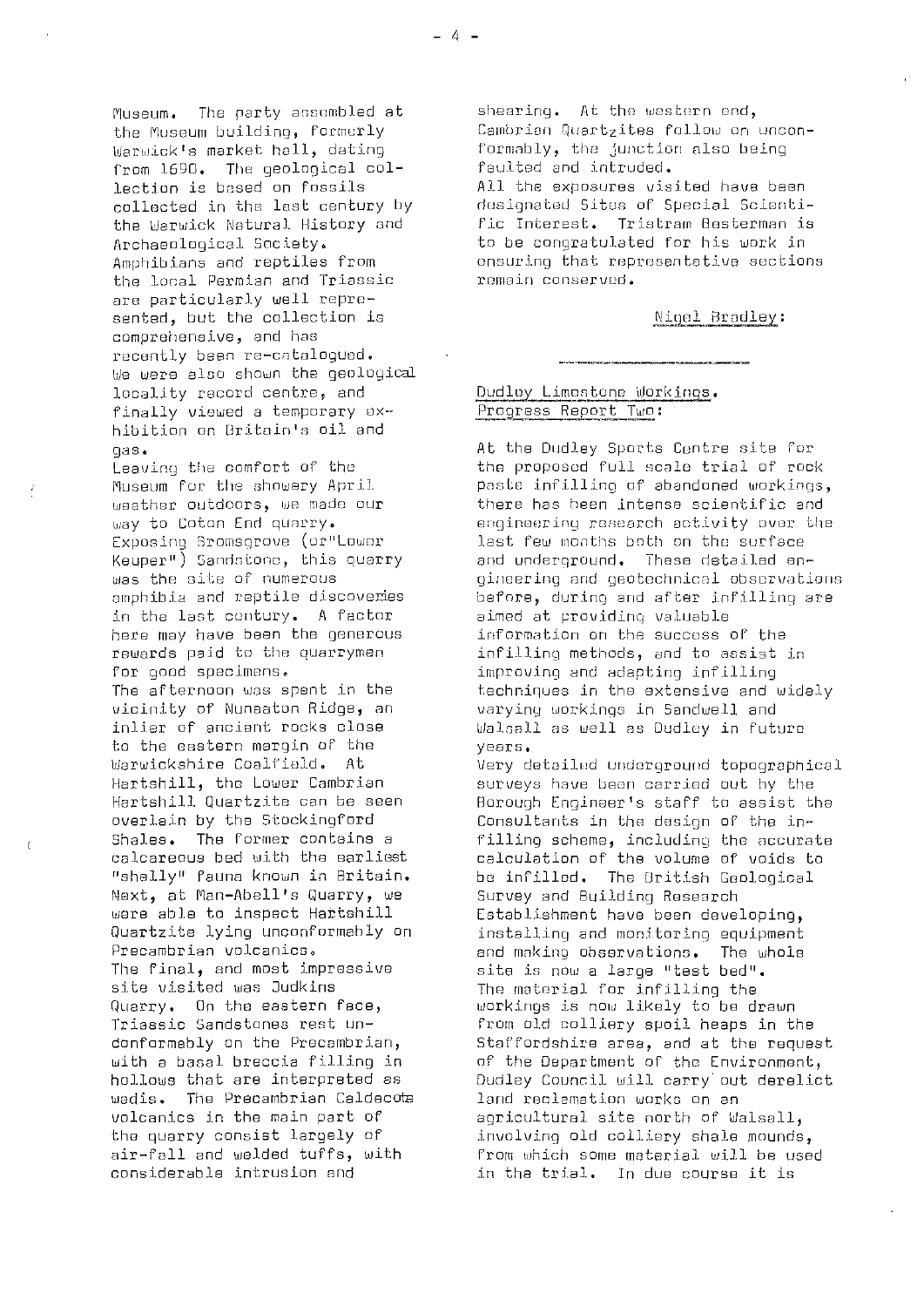Museum. The party assembled at the Museum building, formerly Warwick's market hall, dating from 1690. The geological collection is based on fossils collected in the last century by the Warwick Natural History and Archaeological Society. Amphibians and reptiles from the local Permian and Triassic are particularly well represented, but the collection is comprehensive, and has recently been re-catalogued. We were also shown the geological locality record centre, and finally viewed a temporary exhibition on Britain's oil and gas.

Leaving the comfort of the Museum for the showery April weather outdoors, we made our way to Coton End quarry. Exposing Bromsgrove (or "Lower Keuper") Sandstone, this quarry was the site of numerous amphibia and reptile discoveries in the last century. A factor here may have been the generous rewards paid to the quarrymen for good specimens.

The afternoon was spent in the vicinity of Nuneaton Ridge, an inlier of ancient rocks close to the eastern margin of the Warwickshire Coalfield. At Hartshill, the Lower Cambrian Hartshill Quartzite can be seen overlain by the Stockingford Shales. The former contains a calcareous bed with the earliest "shelly" fauna known in Britain. Next, at Man-Abell's Quarry, we were able to inspect Hartshill Quartzite lying unconformably on Precambrian volcanics.

The final, and most impressive site visited was Judkins Quarry. On the eastern face, Triassic Sandstones rest unconformably on the Precambrian, with a basal breccia filling in hollows that are interpreted as wadis. The Precambrian Caldecote volcanics in the main part of the quarry consist largely of air-fall and welded tuffs, with considerable intrusion and shearing. At the western end, Cambrian Quartzites follow on unconformably, the junction also being faulted and intruded.

All the exposures visited have been designated Sites of Special Scientific Interest. Tristram Besterman is to be congratulated for his work in ensuring that representative sections remain conserved.

<u>Nigel Bradley:</u>

---

## Dudley Limestone Workings. Progress Report Two:

At the Dudley Sports Centre site for the proposed full scale trial of rock paste infilling of abandoned workings, there has been intense scientific and engineering research activity over the last few months both on the surface and underground. These detailed engineering and geotechnical observations before, during and after infilling are aimed at providing valuable information on the success of the infilling methods, and to assist in improving and adapting infilling techniques in the extensive and widely varying workings in Sandwell and Walsall as well as Dudley in future years.

Very detailed underground topographical surveys have been carried out by the Borough Engineer's staff to assist the Consultants in the design of the infilling scheme, including the accurate calculation of the volume of voids to be infilled. The British Geological Survey and Building Research Establishment have been developing, installing and monitoring equipment and making observations. The whole site is now a large "test bed".

The material for infilling the workings is now likely to be drawn from old colliery spoil heaps in the Staffordshire area, and at the request of the Department of the Environment, Dudley Council will carry out derelict land reclamation works on an agricultural site north of Walsall, involving old colliery shale mounds, from which some material will be used in the trial. In due course it is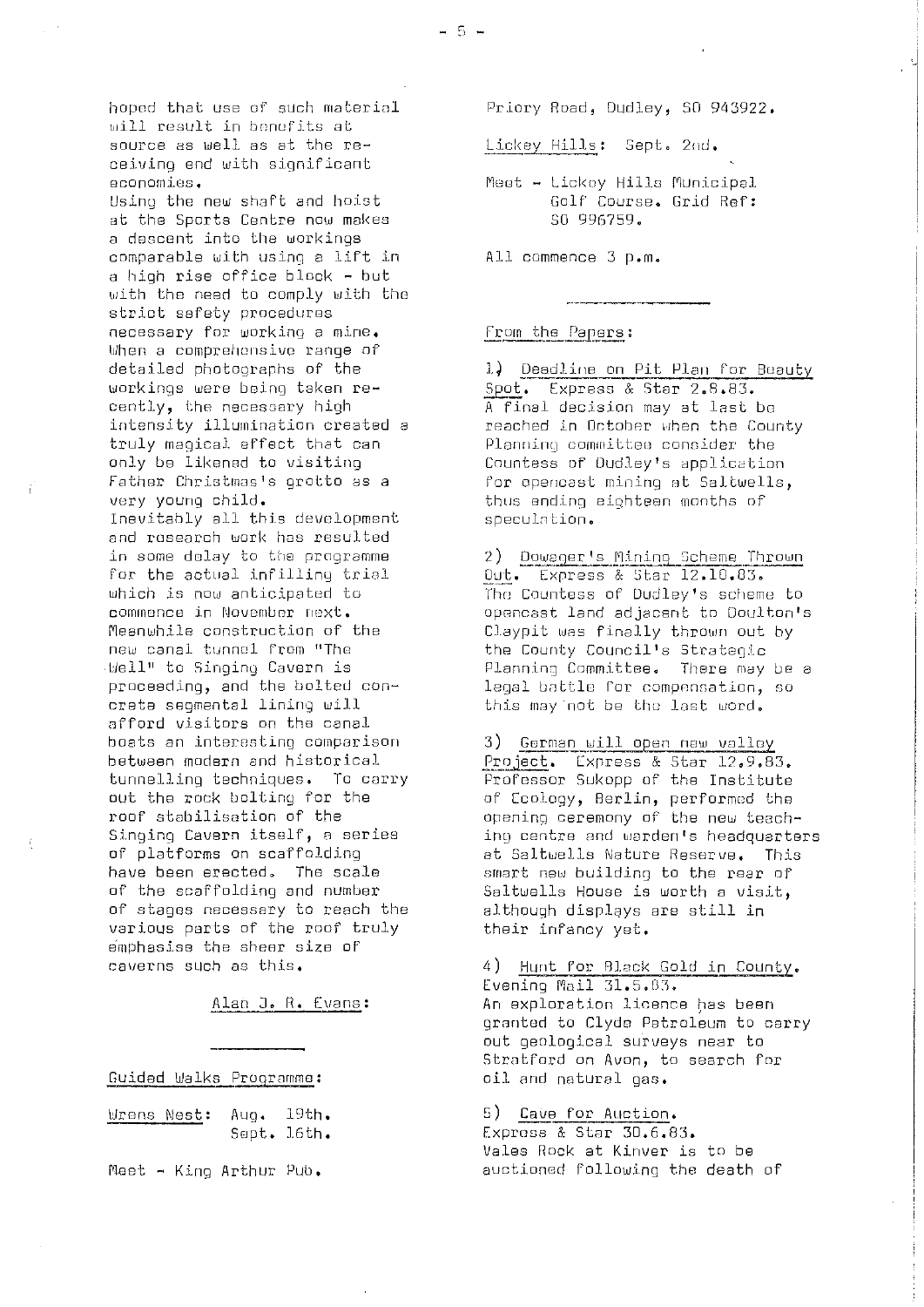hoped that use of such material will result in benefits at source as well as at the receiving end with significant economies.

Using the new shaft and hoist at the Sports Centre now makes a descent into the workings comparable with using a lift in a high rise office block - but with the need to comply with the strict safety procedures necessary for working a mine. When a comprehensive range of detailed photographs of the workings were being taken recently, the necessary high intensity illumination created a truly magical effect that can only be likened to visiting Father Christmas's grotto as a very young child.

Inevitably all this development and research work has resulted in some delay to the programme for the actual infilling trial which is now anticipated to commence in November next. Meanwhile construction of the new canal tunnel from "The Well" to Singing Cavern is proceeding, and the bolted concrete segmental lining will afford visitors on the canal boats an interesting comparison between modern and historical tunnelling techniques. To carry out the rock bolting for the roof stabilisation of the Singing Cavern itself, a series of platforms on scaffolding have been erected. The scale of the scaffolding and number of stages necessary to reach the various parts of the roof truly emphasise the sheer size of caverns such as this.

Alan J. R. Evans:

---

Guided Walks Programme:

Wrens Nest: Aug. 19th.
Sept. 16th.

Meet - King Arthur Pub.
Priory Road, Dudley, SO 943922.

Lickey Hills: Sept. 2nd.

Meet - Lickey Hills Municipal Golf Course. Grid Ref: SO 996759.

All commence 3 p.m.

---

From the Papers:

1) Deadline on Pit Plan for Beauty Spot. Express & Star 2.8.83.
A final decision may at last be reached in October when the County Planning committee consider the Countess of Dudley's application for opencast mining at Saltwells, thus ending eighteen months of speculation.

2) Dowager's Mining Scheme Thrown Out. Express & Star 12.10.83.
The Countess of Dudley's scheme to opencast land adjacent to Doulton's Claypit was finally thrown out by the County Council's Strategic Planning Committee. There may be a legal battle for compensation, so this may not be the last word.

3) German will open new valley Project. Express & Star 12.9.83.
Professor Sukopp of the Institute of Ecology, Berlin, performed the opening ceremony of the new teaching centre and warden's headquarters at Saltwells Nature Reserve. This smart new building to the rear of Saltwells House is worth a visit, although displays are still in their infancy yet.

4) Hunt for Black Gold in County. Evening Mail 31.5.83.
An exploration licence has been granted to Clyde Petroleum to carry out geological surveys near to Stratford on Avon, to search for oil and natural gas.

5) Cave for Auction.
Express & Star 30.6.83.
Vales Rock at Kinver is to be auctioned following the death of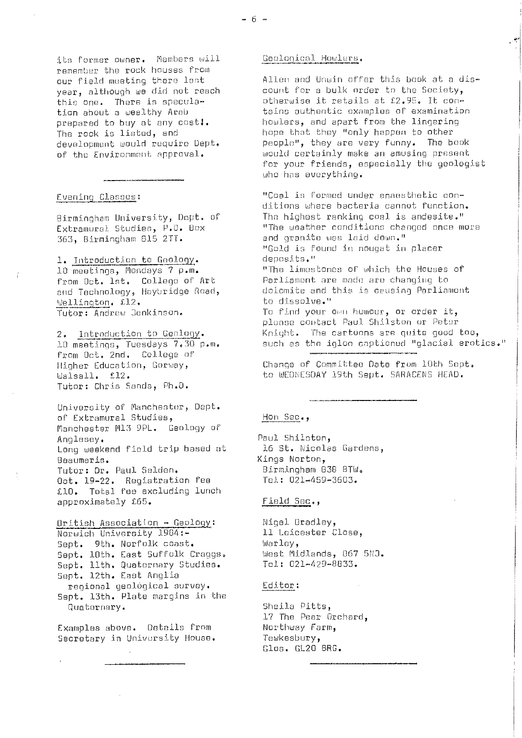its former owner. Members will remember the rock houses from our field meeting there last year, although we did not reach this one. There is speculation about a wealthy Arab prepared to buy at any cost!. The rock is listed, and development would require Dept. of the Environment approval.

---

Evening Classes:

Birmingham University, Dept. of Extramural Studies, P.O. Box 363, Birmingham B15 2TT.

1. Introduction to Geology.
10 meetings, Mondays 7 p.m. from Oct. 1st. College of Art and Technology, Haybridge Road, Wellington. £12.
Tutor: Andrew Jenkinson.

2. Introduction to Geology.
10 meetings, Tuesdays 7.30 p.m. from Oct. 2nd. College of Higher Education, Gorway, Walsall. £12.
Tutor: Chris Sands, Ph.D.

University of Manchester, Dept. of Extramural Studies, Manchester M13 9PL. Geology of Anglesey.
Long weekend field trip based at Beaumaris.
Tutor: Dr. Paul Selden.
Oct. 19-22. Registration fee £10. Total fee excluding lunch approximately £65.

British Association - Geology:
Norwich University 1984:-
Sept. 9th. Norfolk coast.
Sept. 10th. East Suffolk Craggs.
Sept. 11th. Quaternary Studies.
Sept. 12th. East Anglia regional geological survey.
Sept. 13th. Plate margins in the Quaternary.

Examples above. Details from Secretary in University House.

---

Geological Howlers.

Allen and Unwin offer this book at a discount for a bulk order to the Society, otherwise it retails at £2.95. It contains authentic examples of examination howlers, and apart from the lingering hope that they "only happen to other people", they are very funny. The book would certainly make an amusing present for your friends, especially the geologist who has everything.

"Coal is formed under anaesthetic conditions where bacteria cannot function. The highest ranking coal is andesite."
"The weather conditions changed once more and granite was laid down."
"Gold is found in nougat in placer deposits."
"The limestones of which the Houses of Parliament are made are changing to dolomite and this is causing Parliament to dissolve."
To find your own humour, or order it, please contact Paul Shilston or Peter Knight. The cartoons are quite good too, such as the igloo captioned "glacial erotics."

---

Change of Committee Date from 10th Sept. to WEDNESDAY 19th Sept. SARACENS HEAD.

---

Hon Sec.,

Paul Shilston,
16 St. Nicolas Gardens,
Kings Norton,
Birmingham B38 8TW.
Tel: 021-459-3603.

Field Sec.,

Nigel Bradley,
11 Leicester Close,
Warley,
West Midlands, B67 5NJ.
Tel: 021-429-8833.

Editor:

Sheila Pitts,
17 The Pear Orchard,
Northway Farm,
Tewkesbury,
Glos. GL20 8RG.

---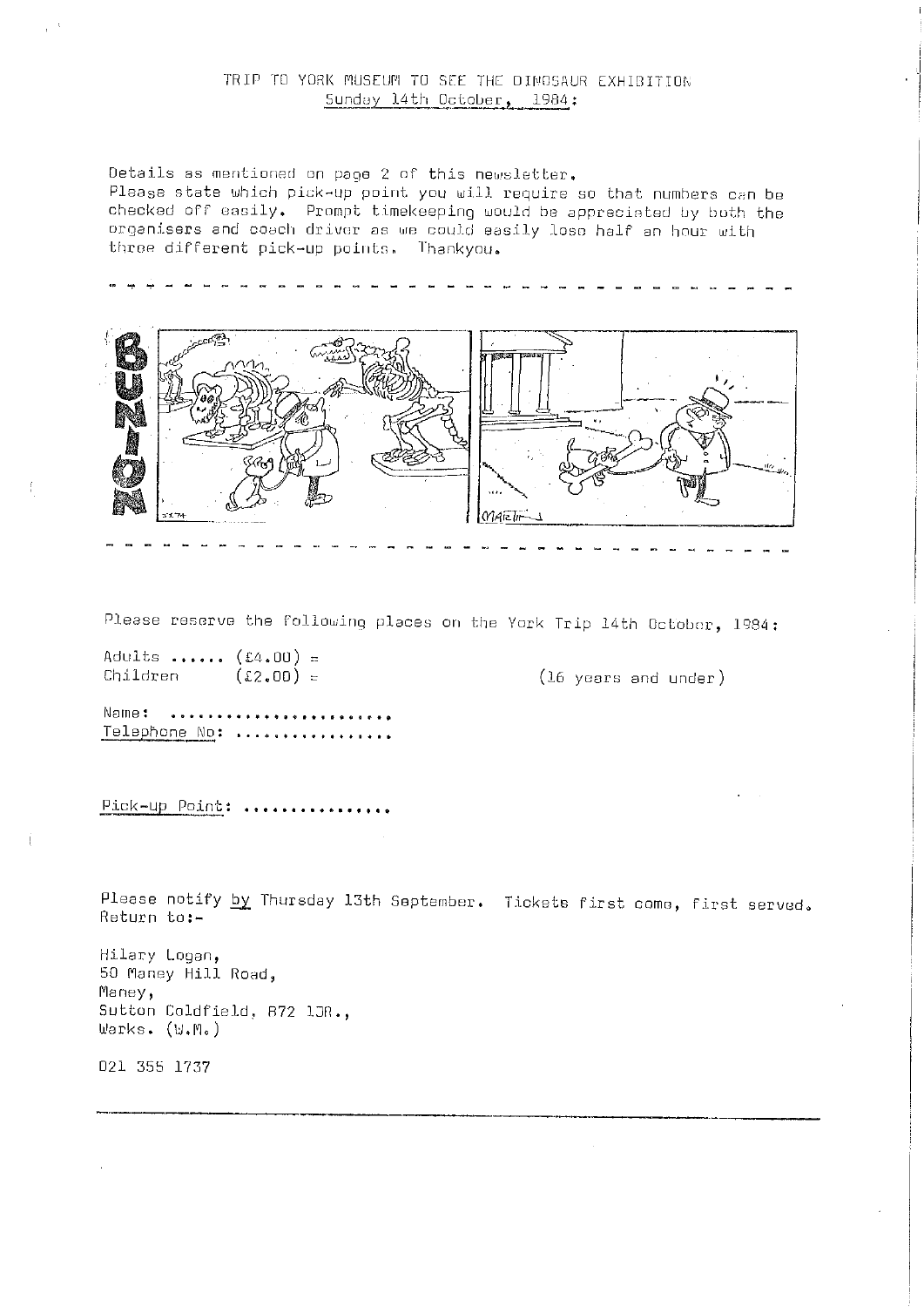TRIP TO YORK MUSEUM TO SEE THE DINOSAUR EXHIBITION
Sunday 14th October, 1984:

Details as mentioned on page 2 of this newsletter.
Please state which pick-up point you will require so that numbers can be checked off easily. Prompt timekeeping would be appreciated by both the organisers and coach driver as we could easily lose half an hour with three different pick-up points. Thankyou.

- - - - - - - - - - - - - - - - - - - - - - - - - - - - - - - - - - - - -

- - - - - - - - - - - - - - - - - - - - - - - - - - - - - - - - - - - - -

Please reserve the following places on the York Trip 14th October, 1984:

Adults ...... (£4.00) =
Children (£2.00) = (16 years and under)

Name: ........................
Telephone No: ................

Pick-up Point: ................

Please notify by Thursday 13th September. Tickets first come, first served.
Return to:-

Hilary Logan,
50 Maney Hill Road,
Maney,
Sutton Coldfield, B72 1JR.,
Warks. (W.M.)

021 355 1737